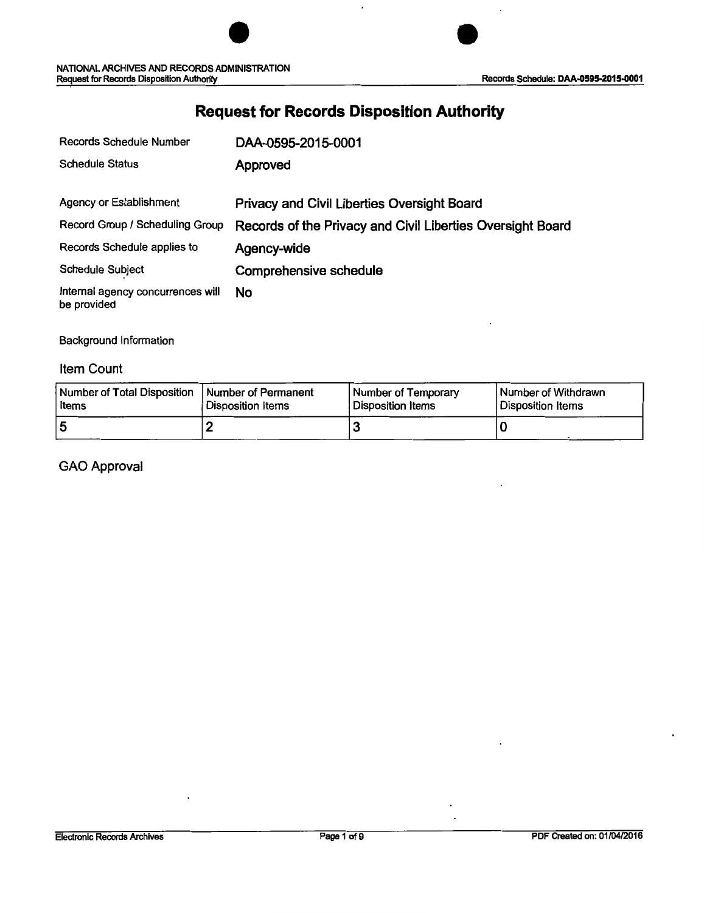# Request for Records Disposition Authority

| | |
|---|---|
| Records Schedule Number | **DAA-0595-2015-0001** |
| Schedule Status | **Approved** |
| Agency or Establishment | **Privacy and Civil Liberties Oversight Board** |
| Record Group / Scheduling Group | **Records of the Privacy and Civil Liberties Oversight Board** |
| Records Schedule applies to | **Agency-wide** |
| Schedule Subject | **Comprehensive schedule** |
| Internal agency concurrences will be provided | **No** |

Background Information

## Item Count

| Number of Total Disposition Items | Number of Permanent Disposition Items | Number of Temporary Disposition Items | Number of Withdrawn Disposition Items |
|---|---|---|---|
| 5 | 2 | 3 | 0 |

## GAO Approval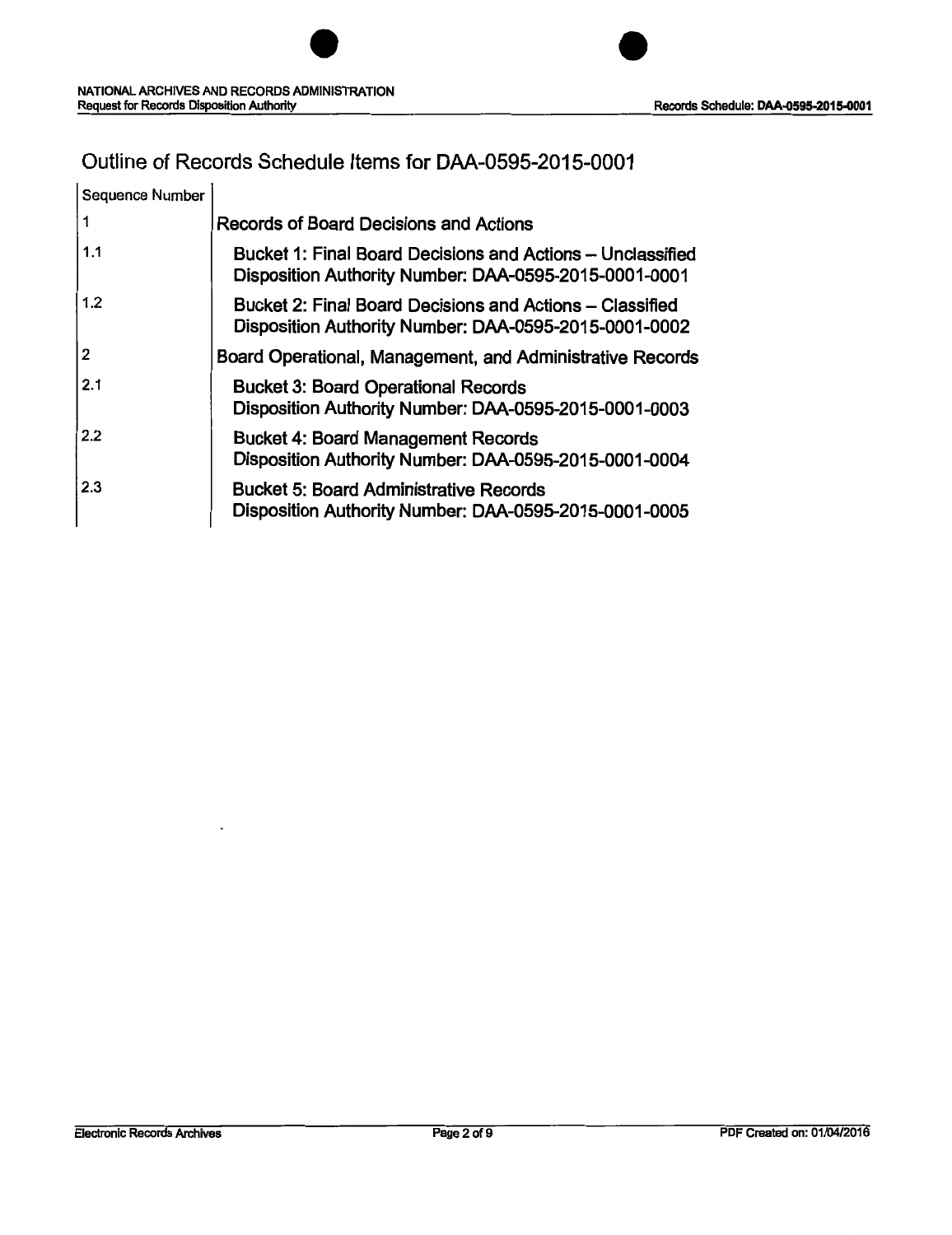# Outline of Records Schedule Items for DAA-0595-2015-0001

| Sequence Number | |
|---|---|
| 1 | Records of Board Decisions and Actions |
| 1.1 | Bucket 1: Final Board Decisions and Actions – Unclassified<br>Disposition Authority Number: DAA-0595-2015-0001-0001 |
| 1.2 | Bucket 2: Final Board Decisions and Actions – Classified<br>Disposition Authority Number: DAA-0595-2015-0001-0002 |
| 2 | Board Operational, Management, and Administrative Records |
| 2.1 | Bucket 3: Board Operational Records<br>Disposition Authority Number: DAA-0595-2015-0001-0003 |
| 2.2 | Bucket 4: Board Management Records<br>Disposition Authority Number: DAA-0595-2015-0001-0004 |
| 2.3 | Bucket 5: Board Administrative Records<br>Disposition Authority Number: DAA-0595-2015-0001-0005 |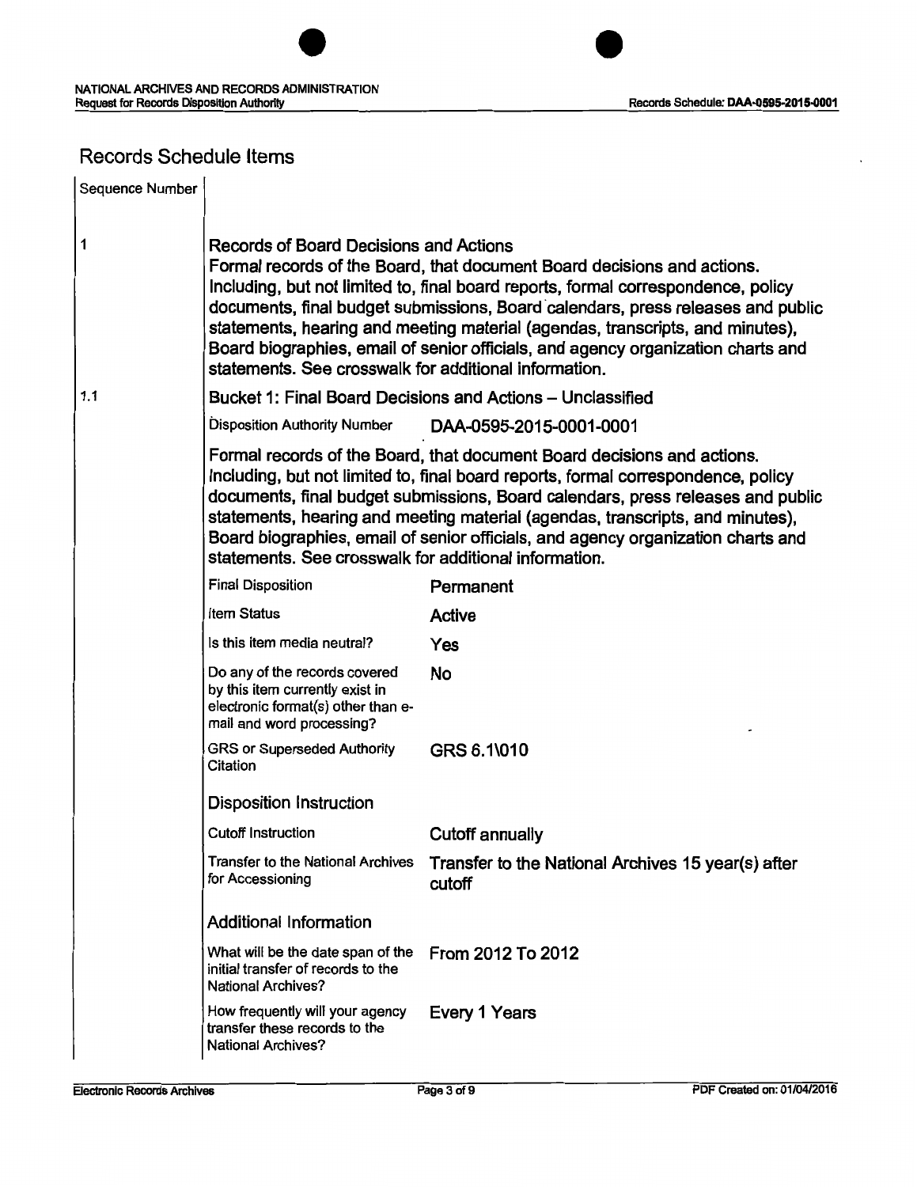## Records Schedule Items

| Sequence Number | |
|---|---|
| 1 | **Records of Board Decisions and Actions**<br>Formal records of the Board, that document Board decisions and actions. Including, but not limited to, final board reports, formal correspondence, policy documents, final budget submissions, Board calendars, press releases and public statements, hearing and meeting material (agendas, transcripts, and minutes), Board biographies, email of senior officials, and agency organization charts and statements. See crosswalk for additional information. |
| 1.1 | **Bucket 1: Final Board Decisions and Actions – Unclassified** |

| | |
|---|---|
| Disposition Authority Number | DAA-0595-2015-0001-0001 |

Formal records of the Board, that document Board decisions and actions. Including, but not limited to, final board reports, formal correspondence, policy documents, final budget submissions, Board calendars, press releases and public statements, hearing and meeting material (agendas, transcripts, and minutes), Board biographies, email of senior officials, and agency organization charts and statements. See crosswalk for additional information.

| | |
|---|---|
| Final Disposition | Permanent |
| Item Status | Active |
| Is this item media neutral? | Yes |
| Do any of the records covered by this item currently exist in electronic format(s) other than e-mail and word processing? | No |
| GRS or Superseded Authority Citation | GRS 6.1\010 |

### Disposition Instruction

| | |
|---|---|
| Cutoff Instruction | Cutoff annually |
| Transfer to the National Archives for Accessioning | Transfer to the National Archives 15 year(s) after cutoff |

### Additional Information

| | |
|---|---|
| What will be the date span of the initial transfer of records to the National Archives? | From 2012 To 2012 |
| How frequently will your agency transfer these records to the National Archives? | Every 1 Years |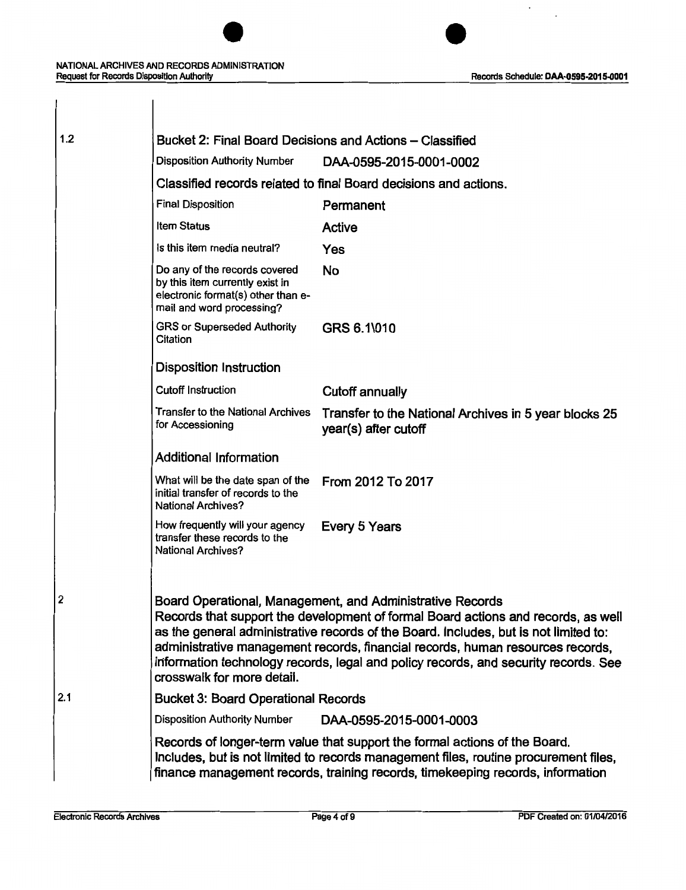1.2

**Bucket 2: Final Board Decisions and Actions – Classified**

| | |
|---|---|
| Disposition Authority Number | DAA-0595-2015-0001-0002 |

Classified records related to final Board decisions and actions.

| | |
|---|---|
| Final Disposition | Permanent |
| Item Status | Active |
| Is this item media neutral? | Yes |
| Do any of the records covered by this item currently exist in electronic format(s) other than e-mail and word processing? | No |
| GRS or Superseded Authority Citation | GRS 6.1\010 |

**Disposition Instruction**

| | |
|---|---|
| Cutoff Instruction | Cutoff annually |
| Transfer to the National Archives for Accessioning | Transfer to the National Archives in 5 year blocks 25 year(s) after cutoff |

**Additional Information**

| | |
|---|---|
| What will be the date span of the initial transfer of records to the National Archives? | From 2012 To 2017 |
| How frequently will your agency transfer these records to the National Archives? | Every 5 Years |

2

**Board Operational, Management, and Administrative Records**

Records that support the development of formal Board actions and records, as well as the general administrative records of the Board. Includes, but is not limited to: administrative management records, financial records, human resources records, information technology records, legal and policy records, and security records. See crosswalk for more detail.

2.1

**Bucket 3: Board Operational Records**

| | |
|---|---|
| Disposition Authority Number | DAA-0595-2015-0001-0003 |

Records of longer-term value that support the formal actions of the Board. Includes, but is not limited to records management files, routine procurement files, finance management records, training records, timekeeping records, information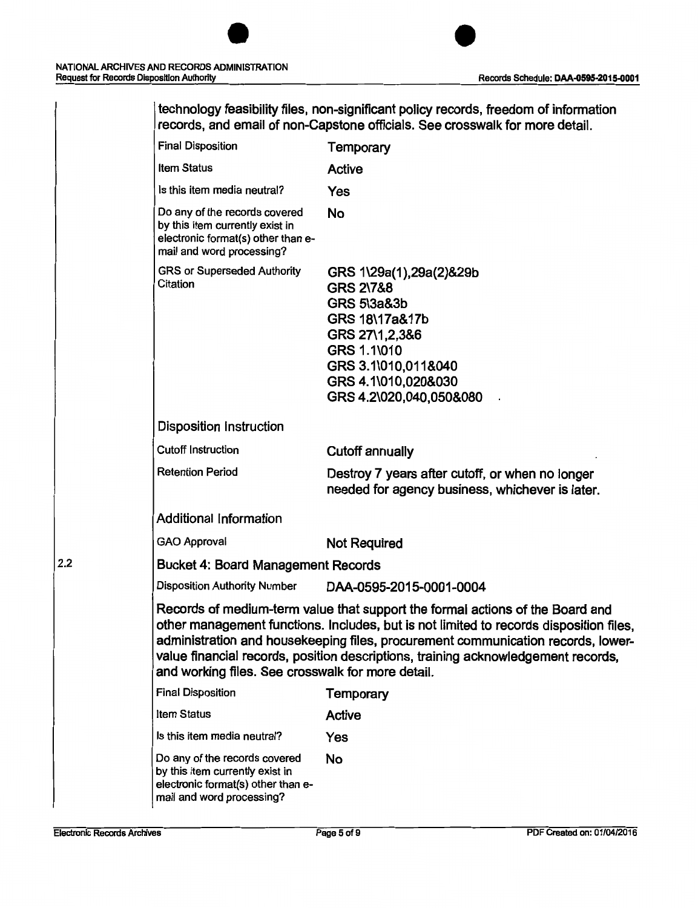technology feasibility files, non-significant policy records, freedom of information records, and email of non-Capstone officials. See crosswalk for more detail.

| | |
|---|---|
| Final Disposition | Temporary |
| Item Status | Active |
| Is this item media neutral? | Yes |
| Do any of the records covered by this item currently exist in electronic format(s) other than e-mail and word processing? | No |
| GRS or Superseded Authority Citation | GRS 1\29a(1),29a(2)&29b<br>GRS 2\7&8<br>GRS 5\3a&3b<br>GRS 18\17a&17b<br>GRS 27\1,2,3&6<br>GRS 1.1\010<br>GRS 3.1\010,011&040<br>GRS 4.1\010,020&030<br>GRS 4.2\020,040,050&080 |

**Disposition Instruction**

| | |
|---|---|
| Cutoff Instruction | Cutoff annually |
| Retention Period | Destroy 7 years after cutoff, or when no longer needed for agency business, whichever is later. |

**Additional Information**

| | |
|---|---|
| GAO Approval | Not Required |

2.2 **Bucket 4: Board Management Records**

| | |
|---|---|
| Disposition Authority Number | DAA-0595-2015-0001-0004 |

Records of medium-term value that support the formal actions of the Board and other management functions. Includes, but is not limited to records disposition files, administration and housekeeping files, procurement communication records, lower-value financial records, position descriptions, training acknowledgement records, and working files. See crosswalk for more detail.

| | |
|---|---|
| Final Disposition | Temporary |
| Item Status | Active |
| Is this item media neutral? | Yes |
| Do any of the records covered by this item currently exist in electronic format(s) other than e-mail and word processing? | No |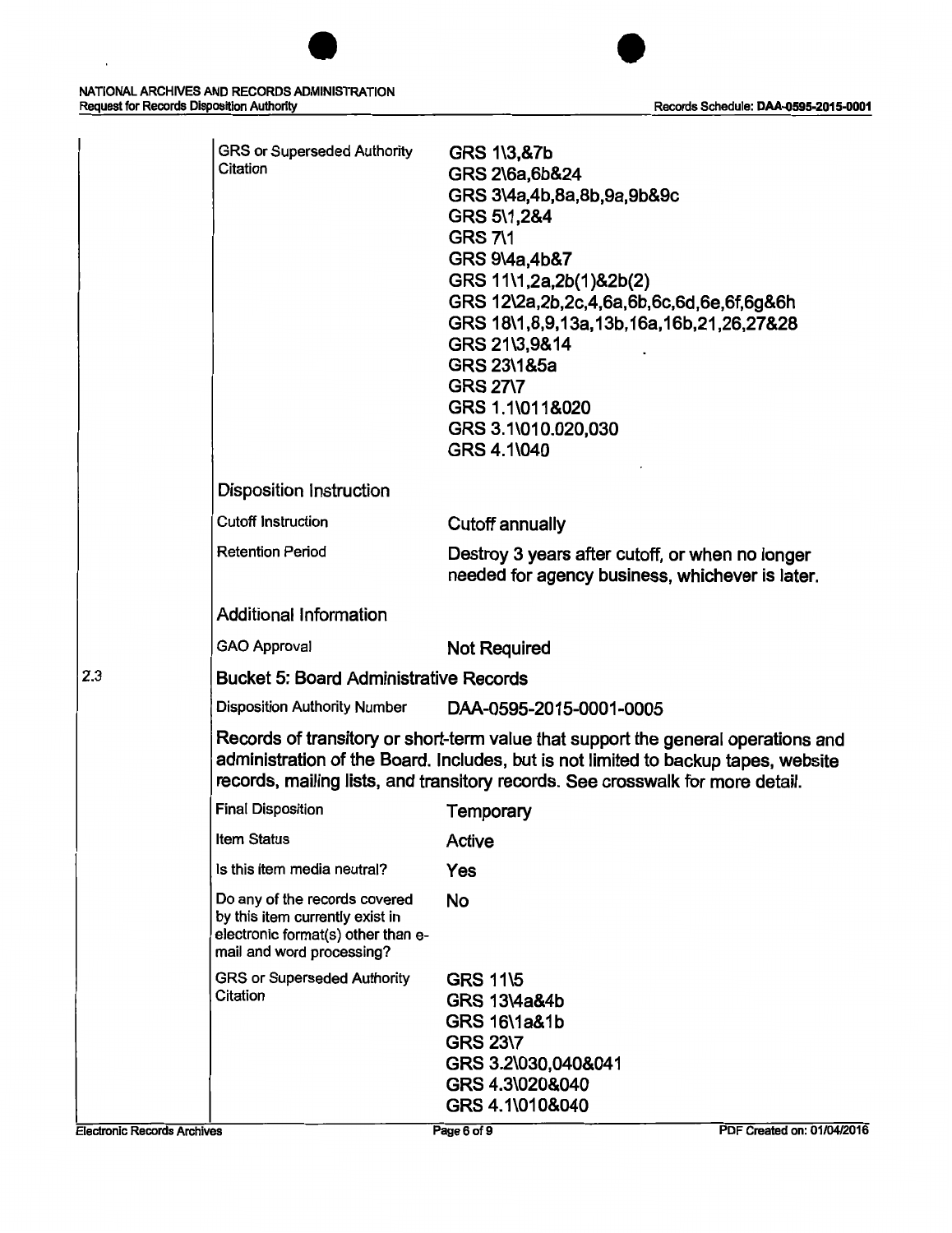| | |
|---|---|
| GRS or Superseded Authority Citation | GRS 1\3,&7b<br>GRS 2\6a,6b&24<br>GRS 3\4a,4b,8a,8b,9a,9b&9c<br>GRS 5\1,2&4<br>GRS 7\1<br>GRS 9\4a,4b&7<br>GRS 11\1,2a,2b(1)&2b(2)<br>GRS 12\2a,2b,2c,4,6a,6b,6c,6d,6e,6f,6g&6h<br>GRS 18\1,8,9,13a,13b,16a,16b,21,26,27&28<br>GRS 21\3,9&14<br>GRS 23\1&5a<br>GRS 27\7<br>GRS 1.1\011&020<br>GRS 3.1\010.020,030<br>GRS 4.1\040 |

**Disposition Instruction**

| | |
|---|---|
| Cutoff Instruction | Cutoff annually |
| Retention Period | Destroy 3 years after cutoff, or when no longer needed for agency business, whichever is later. |

**Additional Information**

| | |
|---|---|
| GAO Approval | Not Required |

## 2.3 Bucket 5: Board Administrative Records

| | |
|---|---|
| Disposition Authority Number | DAA-0595-2015-0001-0005 |

Records of transitory or short-term value that support the general operations and administration of the Board. Includes, but is not limited to backup tapes, website records, mailing lists, and transitory records. See crosswalk for more detail.

| | |
|---|---|
| Final Disposition | Temporary |
| Item Status | Active |
| Is this item media neutral? | Yes |
| Do any of the records covered by this item currently exist in electronic format(s) other than e-mail and word processing? | No |
| GRS or Superseded Authority Citation | GRS 11\5<br>GRS 13\4a&4b<br>GRS 16\1a&1b<br>GRS 23\7<br>GRS 3.2\030,040&041<br>GRS 4.3\020&040<br>GRS 4.1\010&040 |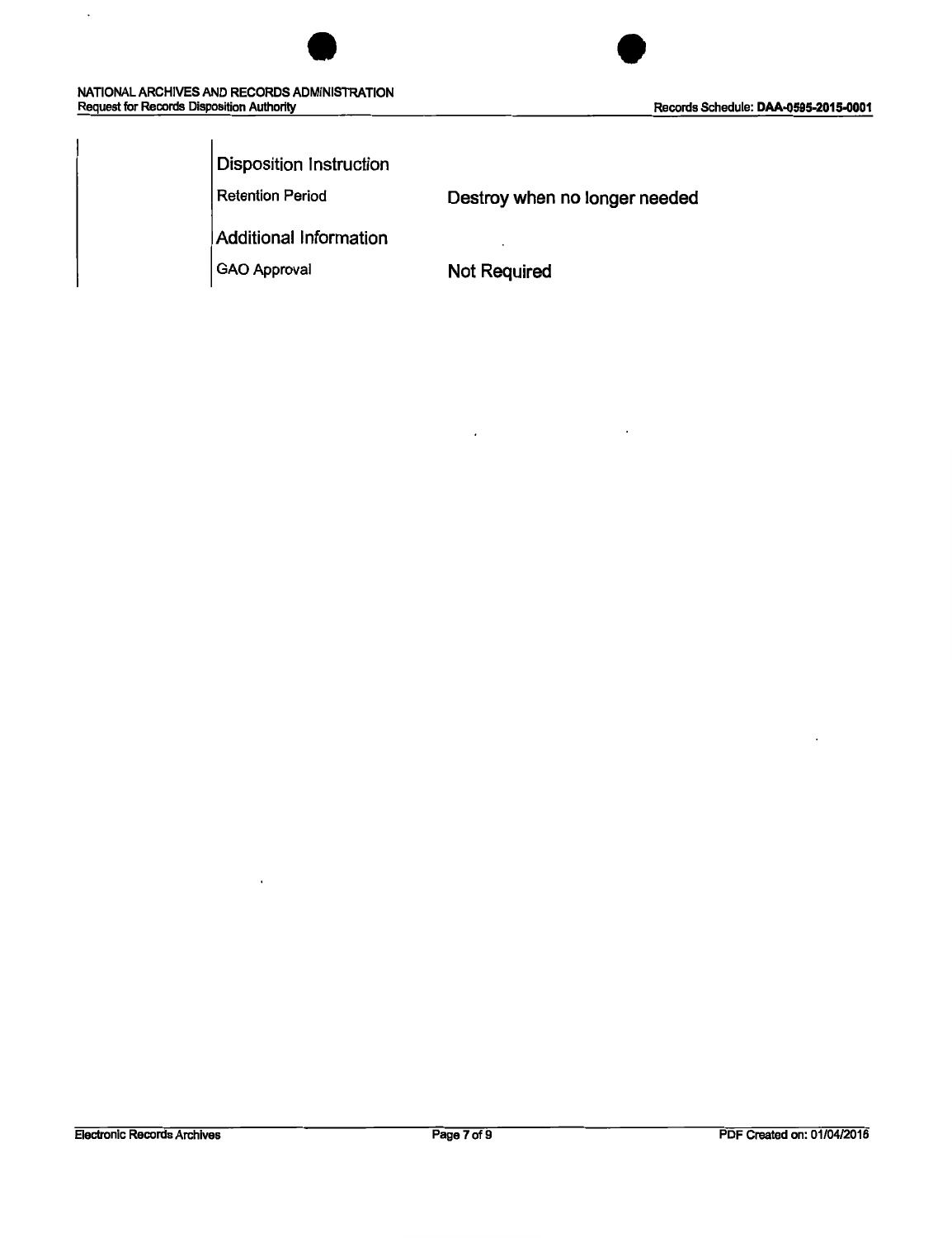### Disposition Instruction

| | |
|---|---|
| Retention Period | **Destroy when no longer needed** |

### Additional Information

| | |
|---|---|
| GAO Approval | **Not Required** |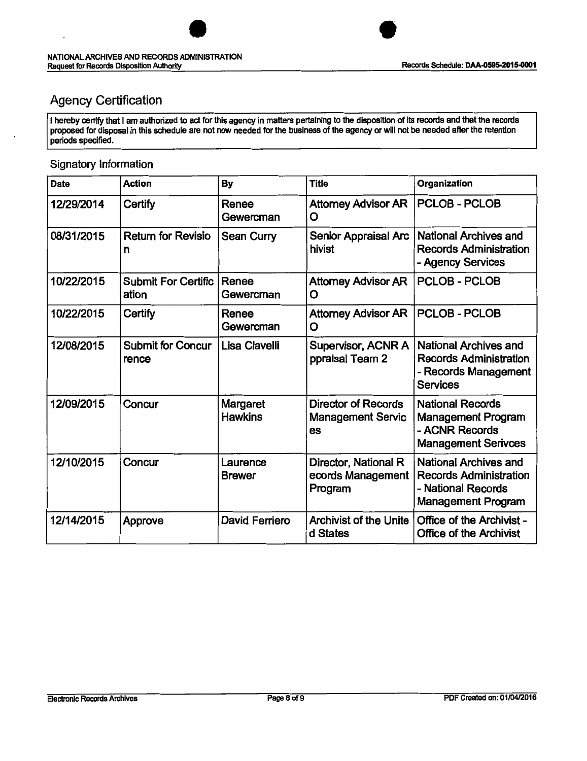## Agency Certification

I hereby certify that I am authorized to act for this agency in matters pertaining to the disposition of its records and that the records proposed for disposal in this schedule are not now needed for the business of the agency or will not be needed after the retention periods specified.

### Signatory Information

| Date | Action | By | Title | Organization |
|---|---|---|---|---|
| 12/29/2014 | Certify | Renee Gewercman | Attorney Advisor ARO | PCLOB - PCLOB |
| 08/31/2015 | Return for Revision | Sean Curry | Senior Appraisal Archivist | National Archives and Records Administration - Agency Services |
| 10/22/2015 | Submit For Certification | Renee Gewercman | Attorney Advisor ARO | PCLOB - PCLOB |
| 10/22/2015 | Certify | Renee Gewercman | Attorney Advisor ARO | PCLOB - PCLOB |
| 12/08/2015 | Submit for Concurrence | Lisa Clavelli | Supervisor, ACNR Appraisal Team 2 | National Archives and Records Administration - Records Management Services |
| 12/09/2015 | Concur | Margaret Hawkins | Director of Records Management Services | National Records Management Program - ACNR Records Management Serivces |
| 12/10/2015 | Concur | Laurence Brewer | Director, National Records Management Program | National Archives and Records Administration - National Records Management Program |
| 12/14/2015 | Approve | David Ferriero | Archivist of the United States | Office of the Archivist - Office of the Archivist |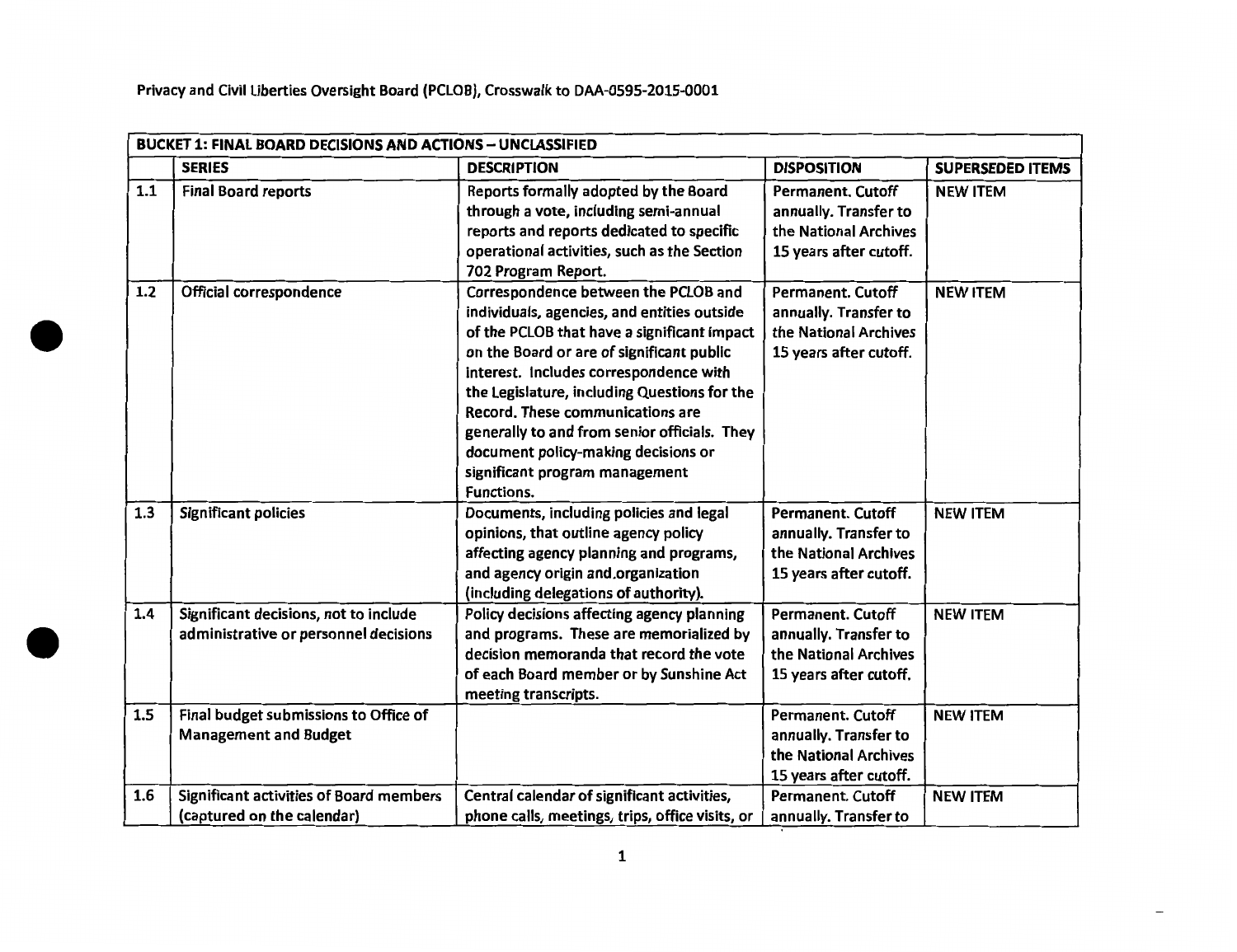Privacy and Civil Liberties Oversight Board (PCLOB), Crosswalk to DAA-0595-2015-0001

| BUCKET 1: FINAL BOARD DECISIONS AND ACTIONS – UNCLASSIFIED | | | | |
|---|---|---|---|---|
| | **SERIES** | **DESCRIPTION** | **DISPOSITION** | **SUPERSEDED ITEMS** |
| 1.1 | Final Board reports | Reports formally adopted by the Board through a vote, including semi-annual reports and reports dedicated to specific operational activities, such as the Section 702 Program Report. | Permanent. Cutoff annually. Transfer to the National Archives 15 years after cutoff. | NEW ITEM |
| 1.2 | Official correspondence | Correspondence between the PCLOB and individuals, agencies, and entities outside of the PCLOB that have a significant impact on the Board or are of significant public interest. Includes correspondence with the Legislature, including Questions for the Record. These communications are generally to and from senior officials. They document policy-making decisions or significant program management Functions. | Permanent. Cutoff annually. Transfer to the National Archives 15 years after cutoff. | NEW ITEM |
| 1.3 | Significant policies | Documents, including policies and legal opinions, that outline agency policy affecting agency planning and programs, and agency origin and organization (including delegations of authority). | Permanent. Cutoff annually. Transfer to the National Archives 15 years after cutoff. | NEW ITEM |
| 1.4 | Significant decisions, not to include administrative or personnel decisions | Policy decisions affecting agency planning and programs. These are memorialized by decision memoranda that record the vote of each Board member or by Sunshine Act meeting transcripts. | Permanent. Cutoff annually. Transfer to the National Archives 15 years after cutoff. | NEW ITEM |
| 1.5 | Final budget submissions to Office of Management and Budget | | Permanent. Cutoff annually. Transfer to the National Archives 15 years after cutoff. | NEW ITEM |
| 1.6 | Significant activities of Board members (captured on the calendar) | Central calendar of significant activities, phone calls, meetings, trips, office visits, or | Permanent. Cutoff annually. Transfer to | NEW ITEM |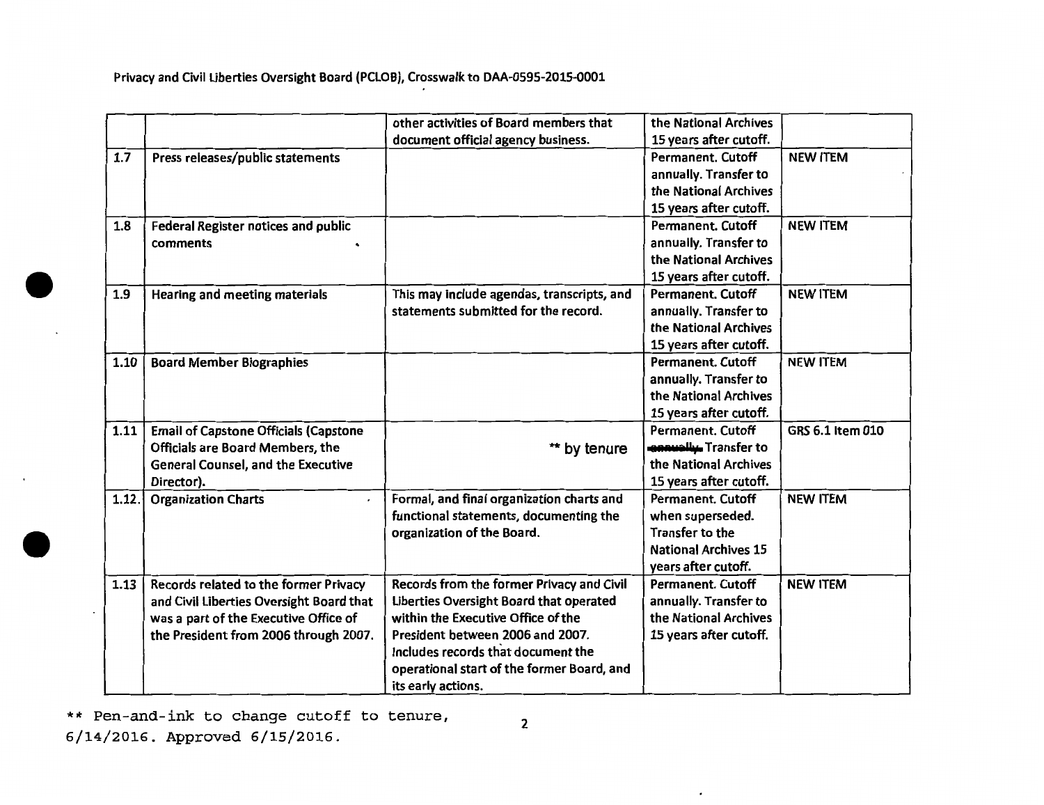Privacy and Civil Liberties Oversight Board (PCLOB), Crosswalk to DAA-0595-2015-0001

| | | | | |
|---|---|---|---|---|
| | | other activities of Board members that document official agency business. | the National Archives 15 years after cutoff. | |
| 1.7 | Press releases/public statements | | Permanent. Cutoff annually. Transfer to the National Archives 15 years after cutoff. | NEW ITEM |
| 1.8 | Federal Register notices and public comments | | Permanent. Cutoff annually. Transfer to the National Archives 15 years after cutoff. | NEW ITEM |
| 1.9 | Hearing and meeting materials | This may include agendas, transcripts, and statements submitted for the record. | Permanent. Cutoff annually. Transfer to the National Archives 15 years after cutoff. | NEW ITEM |
| 1.10 | Board Member Biographies | | Permanent. Cutoff annually. Transfer to the National Archives 15 years after cutoff. | NEW ITEM |
| 1.11 | Email of Capstone Officials (Capstone Officials are Board Members, the General Counsel, and the Executive Director). | ** by tenure | Permanent. Cutoff ~~annually.~~ Transfer to the National Archives 15 years after cutoff. | GRS 6.1 Item 010 |
| 1.12. | Organization Charts | Formal, and final organization charts and functional statements, documenting the organization of the Board. | Permanent. Cutoff when superseded. Transfer to the National Archives 15 years after cutoff. | NEW ITEM |
| 1.13 | Records related to the former Privacy and Civil Liberties Oversight Board that was a part of the Executive Office of the President from 2006 through 2007. | Records from the former Privacy and Civil Liberties Oversight Board that operated within the Executive Office of the President between 2006 and 2007. Includes records that document the operational start of the former Board, and its early actions. | Permanent. Cutoff annually. Transfer to the National Archives 15 years after cutoff. | NEW ITEM |

** Pen-and-ink to change cutoff to tenure, 6/14/2016. Approved 6/15/2016.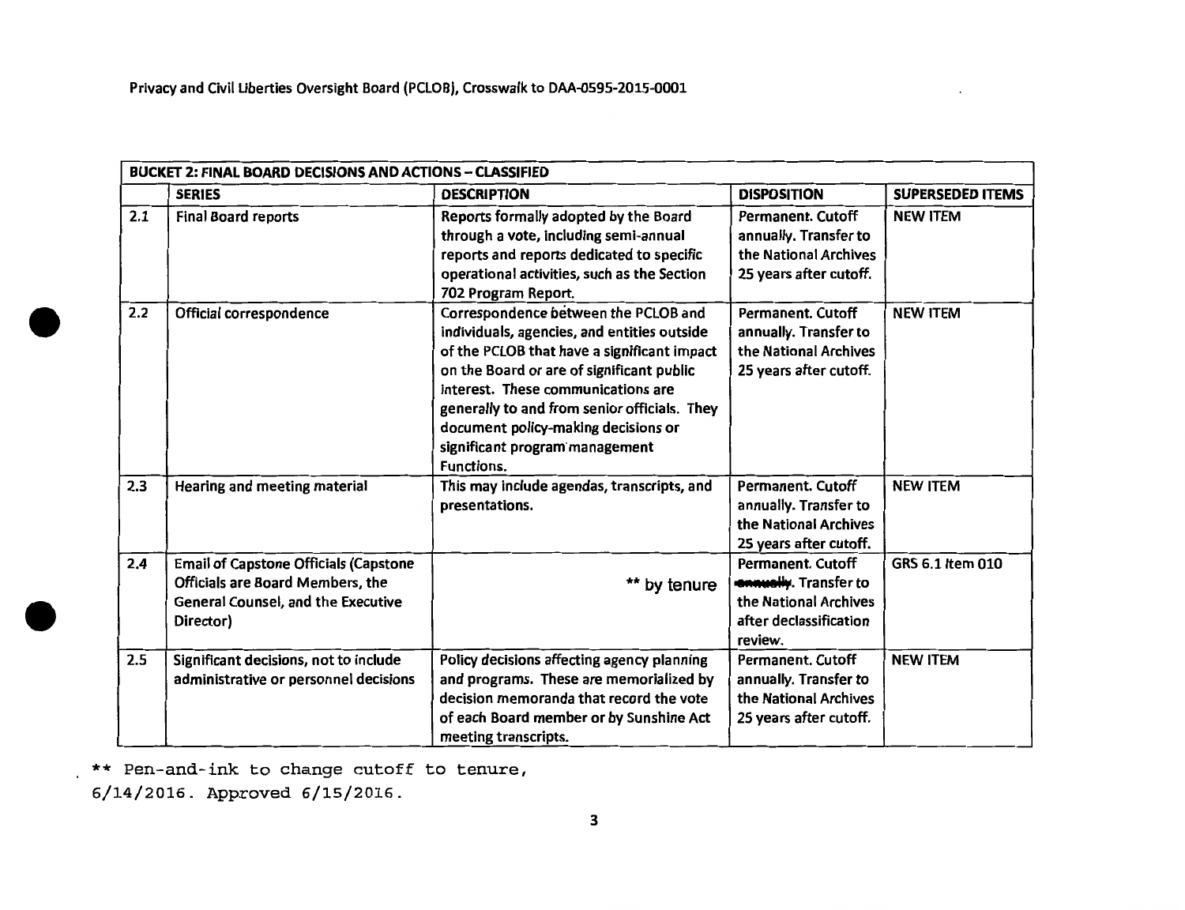Privacy and Civil Liberties Oversight Board (PCLOB), Crosswalk to DAA-0595-2015-0001

| BUCKET 2: FINAL BOARD DECISIONS AND ACTIONS – CLASSIFIED | | | | |
|---|---|---|---|---|
| | **SERIES** | **DESCRIPTION** | **DISPOSITION** | **SUPERSEDED ITEMS** |
| 2.1 | Final Board reports | Reports formally adopted by the Board through a vote, including semi-annual reports and reports dedicated to specific operational activities, such as the Section 702 Program Report. | Permanent. Cutoff annually. Transfer to the National Archives 25 years after cutoff. | NEW ITEM |
| 2.2 | Official correspondence | Correspondence between the PCLOB and individuals, agencies, and entities outside of the PCLOB that have a significant impact on the Board or are of significant public interest. These communications are generally to and from senior officials. They document policy-making decisions or significant program management Functions. | Permanent. Cutoff annually. Transfer to the National Archives 25 years after cutoff. | NEW ITEM |
| 2.3 | Hearing and meeting material | This may include agendas, transcripts, and presentations. | Permanent. Cutoff annually. Transfer to the National Archives 25 years after cutoff. | NEW ITEM |
| 2.4 | Email of Capstone Officials (Capstone Officials are Board Members, the General Counsel, and the Executive Director) | ** by tenure | Permanent. Cutoff ~~annually~~. Transfer to the National Archives after declassification review. | GRS 6.1 Item 010 |
| 2.5 | Significant decisions, not to include administrative or personnel decisions | Policy decisions affecting agency planning and programs. These are memorialized by decision memoranda that record the vote of each Board member or by Sunshine Act meeting transcripts. | Permanent. Cutoff annually. Transfer to the National Archives 25 years after cutoff. | NEW ITEM |

** Pen-and-ink to change cutoff to tenure, 6/14/2016. Approved 6/15/2016.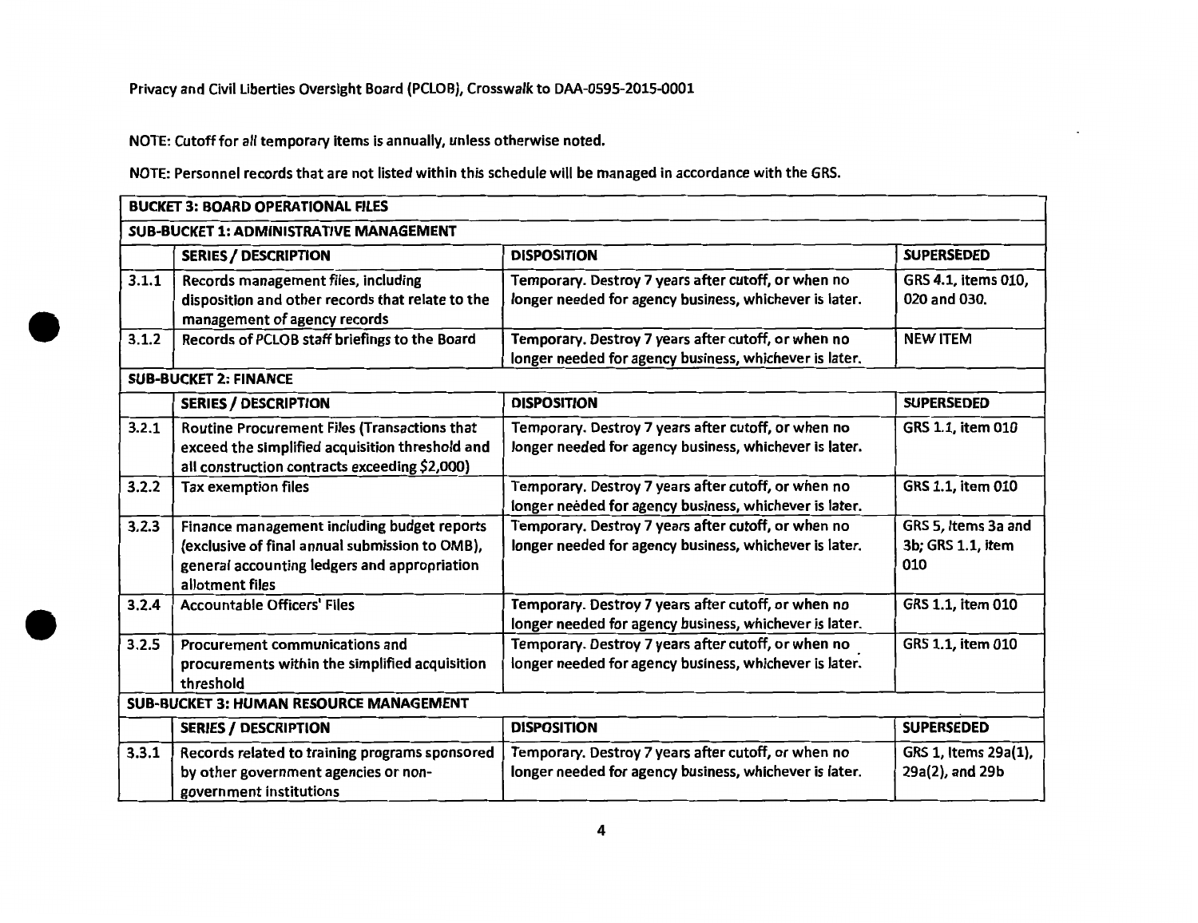Privacy and Civil Liberties Oversight Board (PCLOB), Crosswalk to DAA-0595-2015-0001

NOTE: Cutoff for all temporary items is annually, unless otherwise noted.

NOTE: Personnel records that are not listed within this schedule will be managed in accordance with the GRS.

| BUCKET 3: BOARD OPERATIONAL FILES | | | |
|---|---|---|---|
| **SUB-BUCKET 1: ADMINISTRATIVE MANAGEMENT** | | | |
| | **SERIES / DESCRIPTION** | **DISPOSITION** | **SUPERSEDED** |
| 3.1.1 | Records management files, including disposition and other records that relate to the management of agency records | Temporary. Destroy 7 years after cutoff, or when no longer needed for agency business, whichever is later. | GRS 4.1, items 010, 020 and 030. |
| 3.1.2 | Records of PCLOB staff briefings to the Board | Temporary. Destroy 7 years after cutoff, or when no longer needed for agency business, whichever is later. | NEW ITEM |
| **SUB-BUCKET 2: FINANCE** | | | |
| | **SERIES / DESCRIPTION** | **DISPOSITION** | **SUPERSEDED** |
| 3.2.1 | Routine Procurement Files (Transactions that exceed the simplified acquisition threshold and all construction contracts exceeding $2,000) | Temporary. Destroy 7 years after cutoff, or when no longer needed for agency business, whichever is later. | GRS 1.1, item 010 |
| 3.2.2 | Tax exemption files | Temporary. Destroy 7 years after cutoff, or when no longer needed for agency business, whichever is later. | GRS 1.1, item 010 |
| 3.2.3 | Finance management including budget reports (exclusive of final annual submission to OMB), general accounting ledgers and appropriation allotment files | Temporary. Destroy 7 years after cutoff, or when no longer needed for agency business, whichever is later. | GRS 5, Items 3a and 3b; GRS 1.1, item 010 |
| 3.2.4 | Accountable Officers' Files | Temporary. Destroy 7 years after cutoff, or when no longer needed for agency business, whichever is later. | GRS 1.1, item 010 |
| 3.2.5 | Procurement communications and procurements within the simplified acquisition threshold | Temporary. Destroy 7 years after cutoff, or when no longer needed for agency business, whichever is later. | GRS 1.1, item 010 |
| **SUB-BUCKET 3: HUMAN RESOURCE MANAGEMENT** | | | |
| | **SERIES / DESCRIPTION** | **DISPOSITION** | **SUPERSEDED** |
| 3.3.1 | Records related to training programs sponsored by other government agencies or non-government institutions | Temporary. Destroy 7 years after cutoff, or when no longer needed for agency business, whichever is later. | GRS 1, Items 29a(1), 29a(2), and 29b |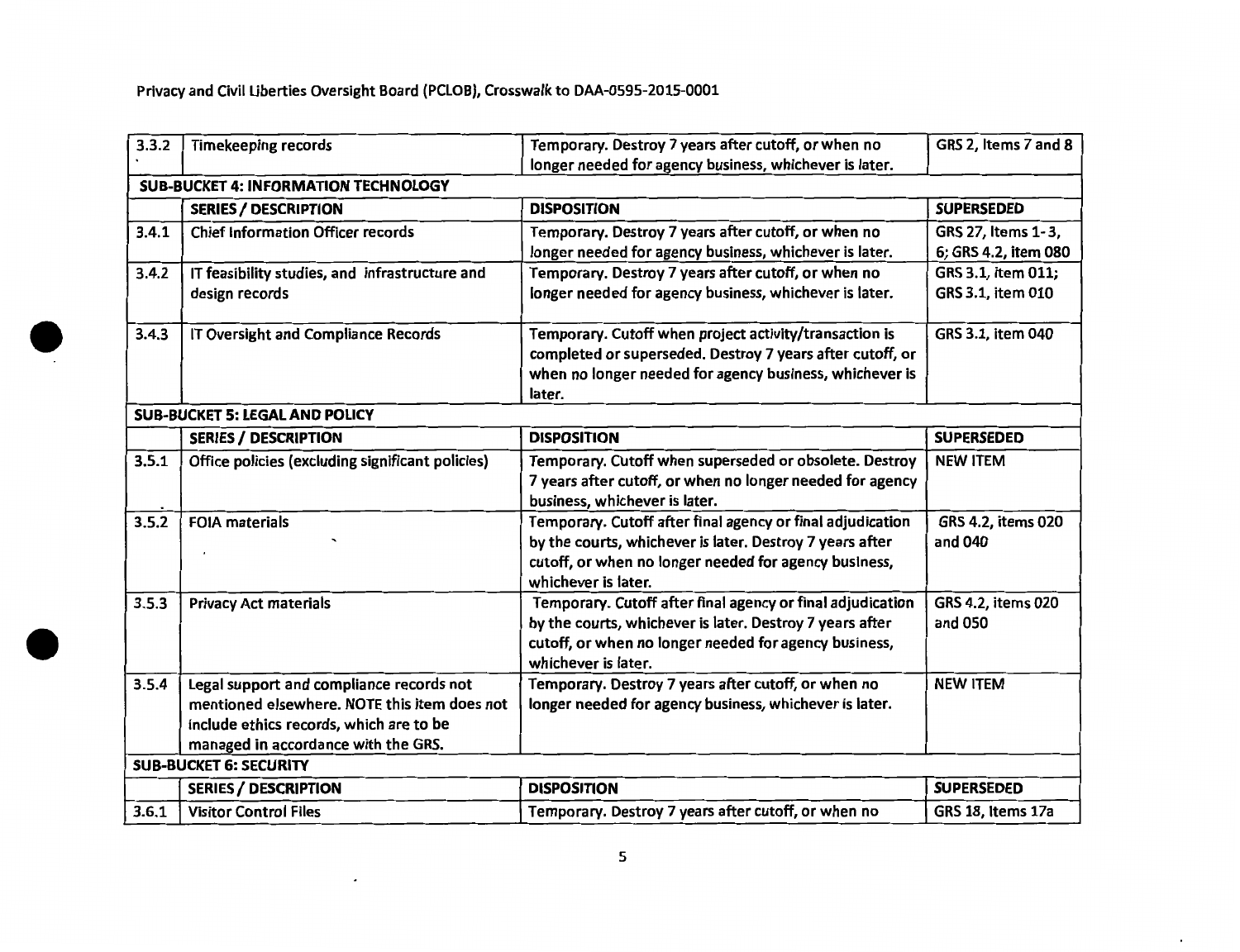Privacy and Civil Liberties Oversight Board (PCLOB), Crosswalk to DAA-0595-2015-0001

| | | | |
|---|---|---|---|
| 3.3.2 | Timekeeping records | Temporary. Destroy 7 years after cutoff, or when no longer needed for agency business, whichever is later. | GRS 2, Items 7 and 8 |
| **SUB-BUCKET 4: INFORMATION TECHNOLOGY** | | | |
| | **SERIES / DESCRIPTION** | **DISPOSITION** | **SUPERSEDED** |
| 3.4.1 | Chief Information Officer records | Temporary. Destroy 7 years after cutoff, or when no longer needed for agency business, whichever is later. | GRS 27, Items 1-3, 6; GRS 4.2, item 080 |
| 3.4.2 | IT feasibility studies, and infrastructure and design records | Temporary. Destroy 7 years after cutoff, or when no longer needed for agency business, whichever is later. | GRS 3.1, item 011; GRS 3.1, item 010 |
| 3.4.3 | IT Oversight and Compliance Records | Temporary. Cutoff when project activity/transaction is completed or superseded. Destroy 7 years after cutoff, or when no longer needed for agency business, whichever is later. | GRS 3.1, item 040 |
| **SUB-BUCKET 5: LEGAL AND POLICY** | | | |
| | **SERIES / DESCRIPTION** | **DISPOSITION** | **SUPERSEDED** |
| 3.5.1 | Office policies (excluding significant policies) | Temporary. Cutoff when superseded or obsolete. Destroy 7 years after cutoff, or when no longer needed for agency business, whichever is later. | NEW ITEM |
| 3.5.2 | FOIA materials | Temporary. Cutoff after final agency or final adjudication by the courts, whichever is later. Destroy 7 years after cutoff, or when no longer needed for agency business, whichever is later. | GRS 4.2, items 020 and 040 |
| 3.5.3 | Privacy Act materials | Temporary. Cutoff after final agency or final adjudication by the courts, whichever is later. Destroy 7 years after cutoff, or when no longer needed for agency business, whichever is later. | GRS 4.2, items 020 and 050 |
| 3.5.4 | Legal support and compliance records not mentioned elsewhere. NOTE this item does not include ethics records, which are to be managed in accordance with the GRS. | Temporary. Destroy 7 years after cutoff, or when no longer needed for agency business, whichever is later. | NEW ITEM |
| **SUB-BUCKET 6: SECURITY** | | | |
| | **SERIES / DESCRIPTION** | **DISPOSITION** | **SUPERSEDED** |
| 3.6.1 | Visitor Control Files | Temporary. Destroy 7 years after cutoff, or when no | GRS 18, Items 17a |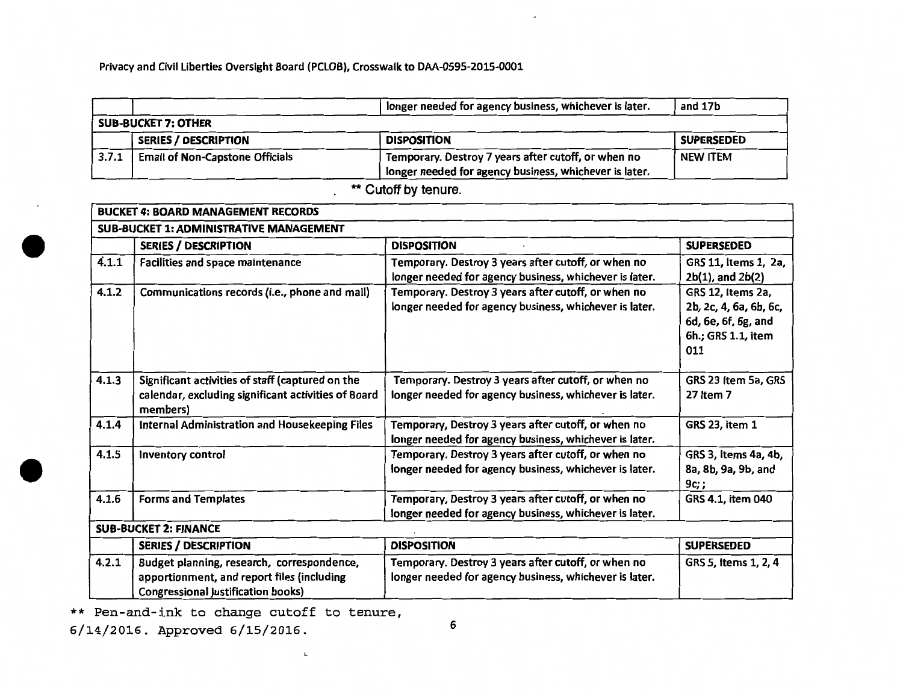| | | longer needed for agency business, whichever is later. | and 17b |
|---|---|---|---|
| **SUB-BUCKET 7: OTHER** | | | |
| | **SERIES / DESCRIPTION** | **DISPOSITION** | **SUPERSEDED** |
| 3.7.1 | Email of Non-Capstone Officials | Temporary. Destroy 7 years after cutoff, or when no longer needed for agency business, whichever is later. | NEW ITEM |

** Cutoff by tenure.

| **BUCKET 4: BOARD MANAGEMENT RECORDS** | | | |
|---|---|---|---|
| **SUB-BUCKET 1: ADMINISTRATIVE MANAGEMENT** | | | |
| | **SERIES / DESCRIPTION** | **DISPOSITION** | **SUPERSEDED** |
| 4.1.1 | Facilities and space maintenance | Temporary. Destroy 3 years after cutoff, or when no longer needed for agency business, whichever is later. | GRS 11, Items 1, 2a, 2b(1), and 2b(2) |
| 4.1.2 | Communications records (i.e., phone and mail) | Temporary. Destroy 3 years after cutoff, or when no longer needed for agency business, whichever is later. | GRS 12, Items 2a, 2b, 2c, 4, 6a, 6b, 6c, 6d, 6e, 6f, 6g, and 6h.; GRS 1.1, item 011 |
| 4.1.3 | Significant activities of staff (captured on the calendar, excluding significant activities of Board members) | Temporary. Destroy 3 years after cutoff, or when no longer needed for agency business, whichever is later. | GRS 23 Item 5a, GRS 27 Item 7 |
| 4.1.4 | Internal Administration and Housekeeping Files | Temporary, Destroy 3 years after cutoff, or when no longer needed for agency business, whichever is later. | GRS 23, item 1 |
| 4.1.5 | Inventory control | Temporary. Destroy 3 years after cutoff, or when no longer needed for agency business, whichever is later. | GRS 3, Items 4a, 4b, 8a, 8b, 9a, 9b, and 9c; ; |
| 4.1.6 | Forms and Templates | Temporary, Destroy 3 years after cutoff, or when no longer needed for agency business, whichever is later. | GRS 4.1, item 040 |
| **SUB-BUCKET 2: FINANCE** | | | |
| | **SERIES / DESCRIPTION** | **DISPOSITION** | **SUPERSEDED** |
| 4.2.1 | Budget planning, research, correspondence, apportionment, and report files (including Congressional Justification books) | Temporary. Destroy 3 years after cutoff, or when no longer needed for agency business, whichever is later. | GRS 5, Items 1, 2, 4 |

** Pen-and-ink to change cutoff to tenure, 6/14/2016. Approved 6/15/2016.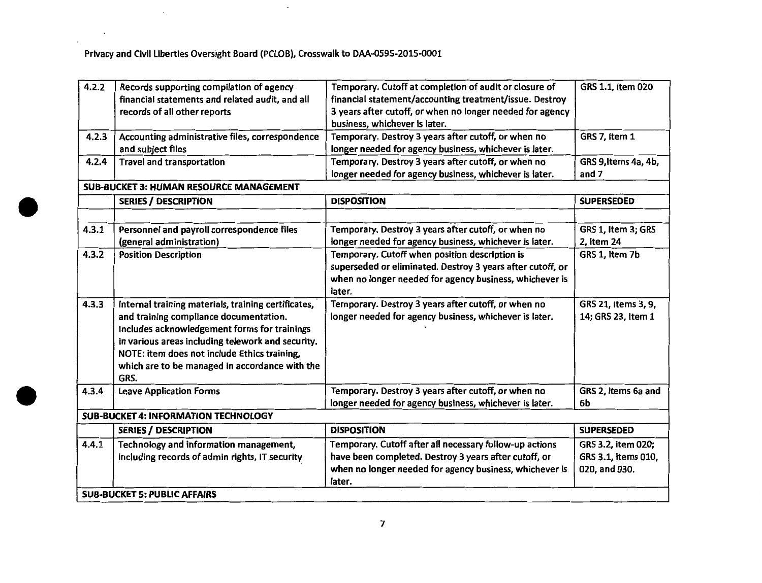Privacy and Civil Liberties Oversight Board (PCLOB), Crosswalk to DAA-0595-2015-0001

| | | | |
|---|---|---|---|
| 4.2.2 | Records supporting compilation of agency financial statements and related audit, and all records of all other reports | Temporary. Cutoff at completion of audit or closure of financial statement/accounting treatment/issue. Destroy 3 years after cutoff, or when no longer needed for agency business, whichever is later. | GRS 1.1, item 020 |
| 4.2.3 | Accounting administrative files, correspondence and subject files | Temporary. Destroy 3 years after cutoff, or when no longer needed for agency business, whichever is later. | GRS 7, Item 1 |
| 4.2.4 | Travel and transportation | Temporary. Destroy 3 years after cutoff, or when no longer needed for agency business, whichever is later. | GRS 9,Items 4a, 4b, and 7 |
| **SUB-BUCKET 3: HUMAN RESOURCE MANAGEMENT** | | | |
| | **SERIES / DESCRIPTION** | **DISPOSITION** | **SUPERSEDED** |
| | | | |
| 4.3.1 | Personnel and payroll correspondence files (general administration) | Temporary. Destroy 3 years after cutoff, or when no longer needed for agency business, whichever is later. | GRS 1, Item 3; GRS 2, Item 24 |
| 4.3.2 | Position Description | Temporary. Cutoff when position description is superseded or eliminated. Destroy 3 years after cutoff, or when no longer needed for agency business, whichever is later. | GRS 1, Item 7b |
| 4.3.3 | Internal training materials, training certificates, and training compliance documentation. Includes acknowledgement forms for trainings in various areas including telework and security. NOTE: item does not include Ethics training, which are to be managed in accordance with the GRS. | Temporary. Destroy 3 years after cutoff, or when no longer needed for agency business, whichever is later. | GRS 21, Items 3, 9, 14; GRS 23, Item 1 |
| 4.3.4 | Leave Application Forms | Temporary. Destroy 3 years after cutoff, or when no longer needed for agency business, whichever is later. | GRS 2, items 6a and 6b |
| **SUB-BUCKET 4: INFORMATION TECHNOLOGY** | | | |
| | **SERIES / DESCRIPTION** | **DISPOSITION** | **SUPERSEDED** |
| 4.4.1 | Technology and information management, including records of admin rights, IT security | Temporary. Cutoff after all necessary follow-up actions have been completed. Destroy 3 years after cutoff, or when no longer needed for agency business, whichever is later. | GRS 3.2, item 020; GRS 3.1, items 010, 020, and 030. |
| **SUB-BUCKET 5: PUBLIC AFFAIRS** | | | |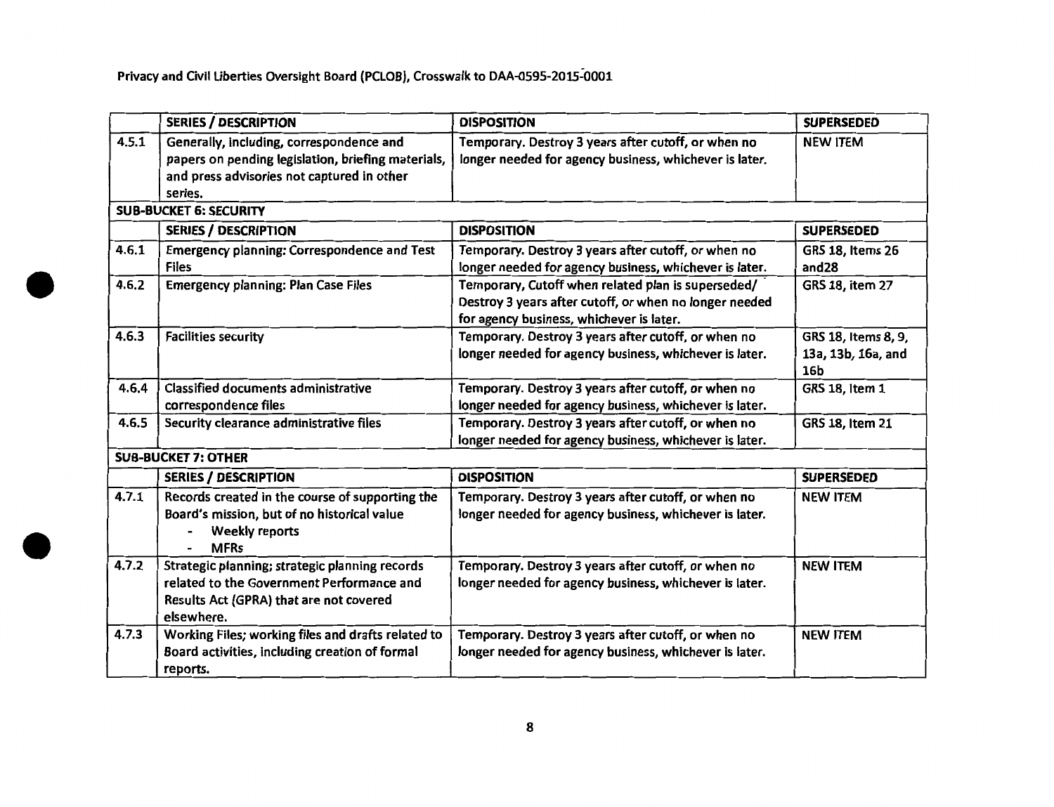Privacy and Civil Liberties Oversight Board (PCLOB), Crosswalk to DAA-0595-2015-0001

| | SERIES / DESCRIPTION | DISPOSITION | SUPERSEDED |
|---|---|---|---|
| 4.5.1 | Generally, including, correspondence and papers on pending legislation, briefing materials, and press advisories not captured in other series. | Temporary. Destroy 3 years after cutoff, or when no longer needed for agency business, whichever is later. | NEW ITEM |
| **SUB-BUCKET 6: SECURITY** | | | |
| | **SERIES / DESCRIPTION** | **DISPOSITION** | **SUPERSEDED** |
| 4.6.1 | Emergency planning: Correspondence and Test Files | Temporary. Destroy 3 years after cutoff, or when no longer needed for agency business, whichever is later. | GRS 18, Items 26 and28 |
| 4.6.2 | Emergency planning: Plan Case Files | Temporary, Cutoff when related plan is superseded/ Destroy 3 years after cutoff, or when no longer needed for agency business, whichever is later. | GRS 18, item 27 |
| 4.6.3 | Facilities security | Temporary. Destroy 3 years after cutoff, or when no longer needed for agency business, whichever is later. | GRS 18, Items 8, 9, 13a, 13b, 16a, and 16b |
| 4.6.4 | Classified documents administrative correspondence files | Temporary. Destroy 3 years after cutoff, or when no longer needed for agency business, whichever is later. | GRS 18, Item 1 |
| 4.6.5 | Security clearance administrative files | Temporary. Destroy 3 years after cutoff, or when no longer needed for agency business, whichever is later. | GRS 18, Item 21 |
| **SUB-BUCKET 7: OTHER** | | | |
| | **SERIES / DESCRIPTION** | **DISPOSITION** | **SUPERSEDED** |
| 4.7.1 | Records created in the course of supporting the Board's mission, but of no historical value<br>- Weekly reports<br>- MFRs | Temporary. Destroy 3 years after cutoff, or when no longer needed for agency business, whichever is later. | NEW ITEM |
| 4.7.2 | Strategic planning; strategic planning records related to the Government Performance and Results Act (GPRA) that are not covered elsewhere. | Temporary. Destroy 3 years after cutoff, or when no longer needed for agency business, whichever is later. | NEW ITEM |
| 4.7.3 | Working Files; working files and drafts related to Board activities, including creation of formal reports. | Temporary. Destroy 3 years after cutoff, or when no longer needed for agency business, whichever is later. | NEW ITEM |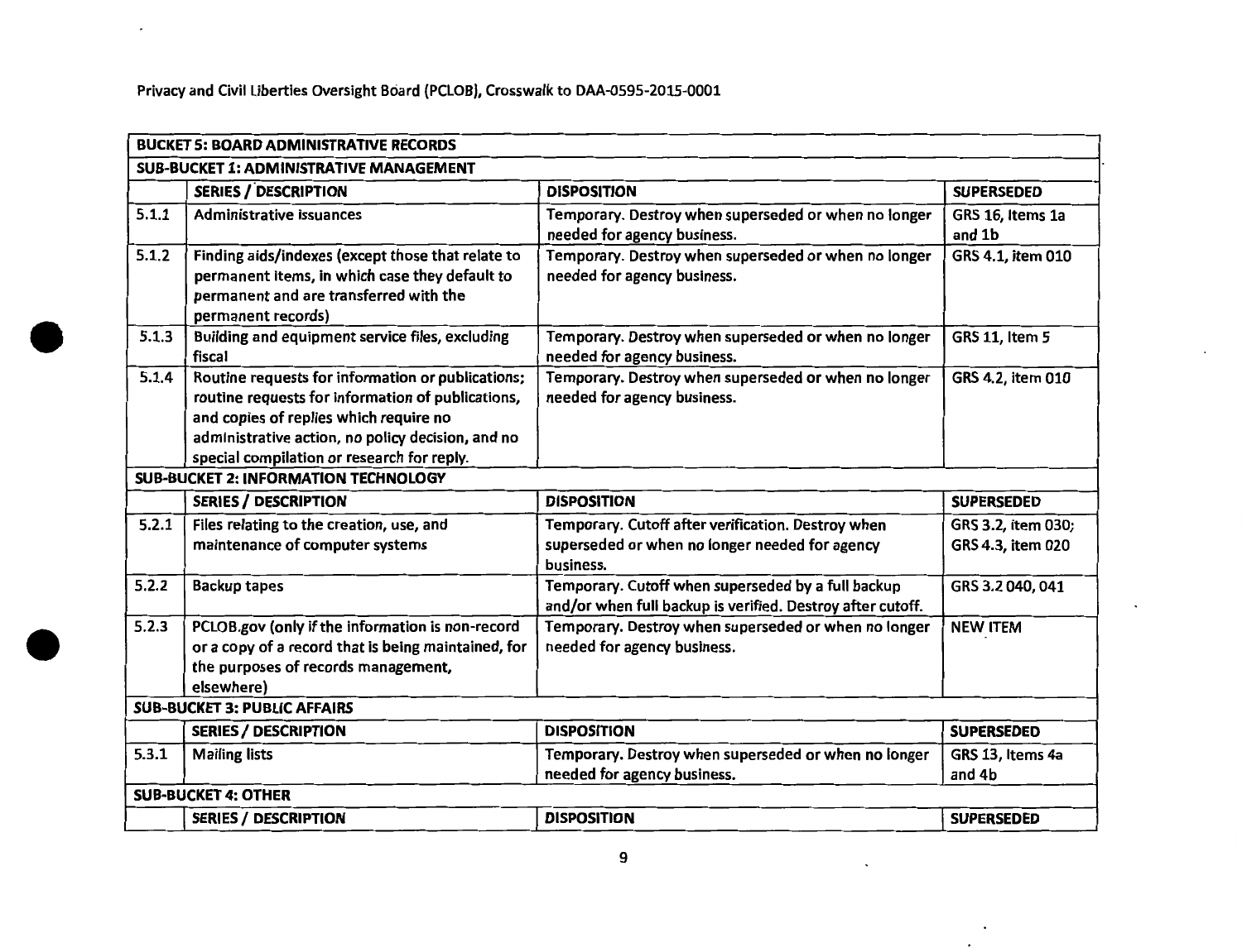Privacy and Civil Liberties Oversight Board (PCLOB), Crosswalk to DAA-0595-2015-0001

| **BUCKET 5: BOARD ADMINISTRATIVE RECORDS** | | | |
|---|---|---|---|
| **SUB-BUCKET 1: ADMINISTRATIVE MANAGEMENT** | | | |
| | **SERIES / DESCRIPTION** | **DISPOSITION** | **SUPERSEDED** |
| 5.1.1 | Administrative issuances | Temporary. Destroy when superseded or when no longer needed for agency business. | GRS 16, Items 1a and 1b |
| 5.1.2 | Finding aids/indexes (except those that relate to permanent items, in which case they default to permanent and are transferred with the permanent records) | Temporary. Destroy when superseded or when no longer needed for agency business. | GRS 4.1, item 010 |
| 5.1.3 | Building and equipment service files, excluding fiscal | Temporary. Destroy when superseded or when no longer needed for agency business. | GRS 11, Item 5 |
| 5.1.4 | Routine requests for information or publications; routine requests for information of publications, and copies of replies which require no administrative action, no policy decision, and no special compilation or research for reply. | Temporary. Destroy when superseded or when no longer needed for agency business. | GRS 4.2, item 010 |
| **SUB-BUCKET 2: INFORMATION TECHNOLOGY** | | | |
| | **SERIES / DESCRIPTION** | **DISPOSITION** | **SUPERSEDED** |
| 5.2.1 | Files relating to the creation, use, and maintenance of computer systems | Temporary. Cutoff after verification. Destroy when superseded or when no longer needed for agency business. | GRS 3.2, item 030; GRS 4.3, item 020 |
| 5.2.2 | Backup tapes | Temporary. Cutoff when superseded by a full backup and/or when full backup is verified. Destroy after cutoff. | GRS 3.2 040, 041 |
| 5.2.3 | PCLOB.gov (only if the information is non-record or a copy of a record that is being maintained, for the purposes of records management, elsewhere) | Temporary. Destroy when superseded or when no longer needed for agency business. | NEW ITEM |
| **SUB-BUCKET 3: PUBLIC AFFAIRS** | | | |
| | **SERIES / DESCRIPTION** | **DISPOSITION** | **SUPERSEDED** |
| 5.3.1 | Mailing lists | Temporary. Destroy when superseded or when no longer needed for agency business. | GRS 13, Items 4a and 4b |
| **SUB-BUCKET 4: OTHER** | | | |
| | **SERIES / DESCRIPTION** | **DISPOSITION** | **SUPERSEDED** |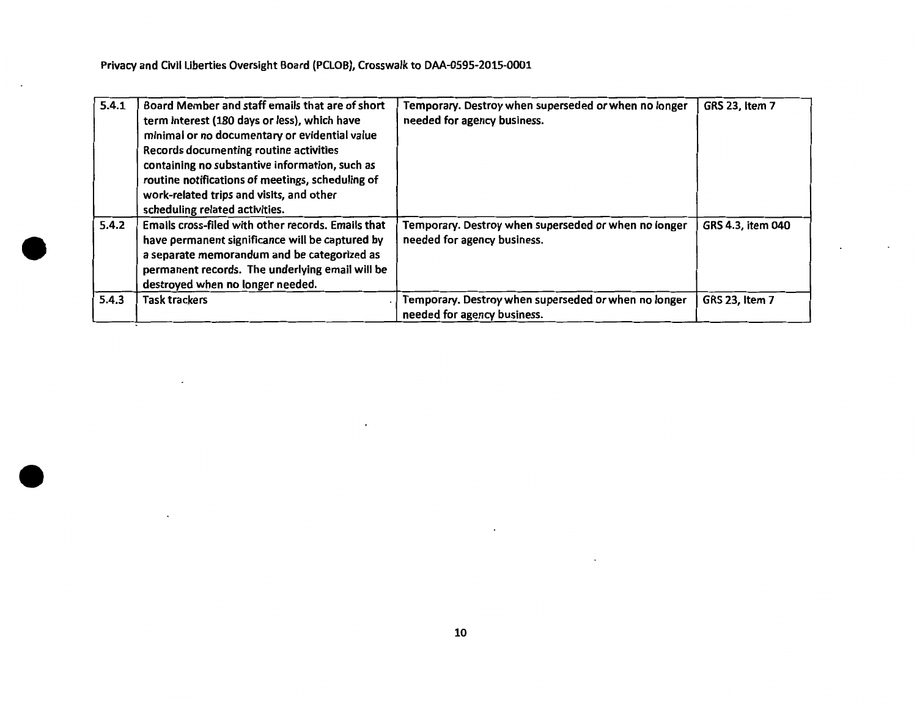| | | | |
|---|---|---|---|
| 5.4.1 | Board Member and staff emails that are of short term interest (180 days or less), which have minimal or no documentary or evidential value Records documenting routine activities containing no substantive information, such as routine notifications of meetings, scheduling of work-related trips and visits, and other scheduling related activities. | Temporary. Destroy when superseded or when no longer needed for agency business. | GRS 23, Item 7 |
| 5.4.2 | Emails cross-filed with other records. Emails that have permanent significance will be captured by a separate memorandum and be categorized as permanent records. The underlying email will be destroyed when no longer needed. | Temporary. Destroy when superseded or when no longer needed for agency business. | GRS 4.3, item 040 |
| 5.4.3 | Task trackers | Temporary. Destroy when superseded or when no longer needed for agency business. | GRS 23, Item 7 |